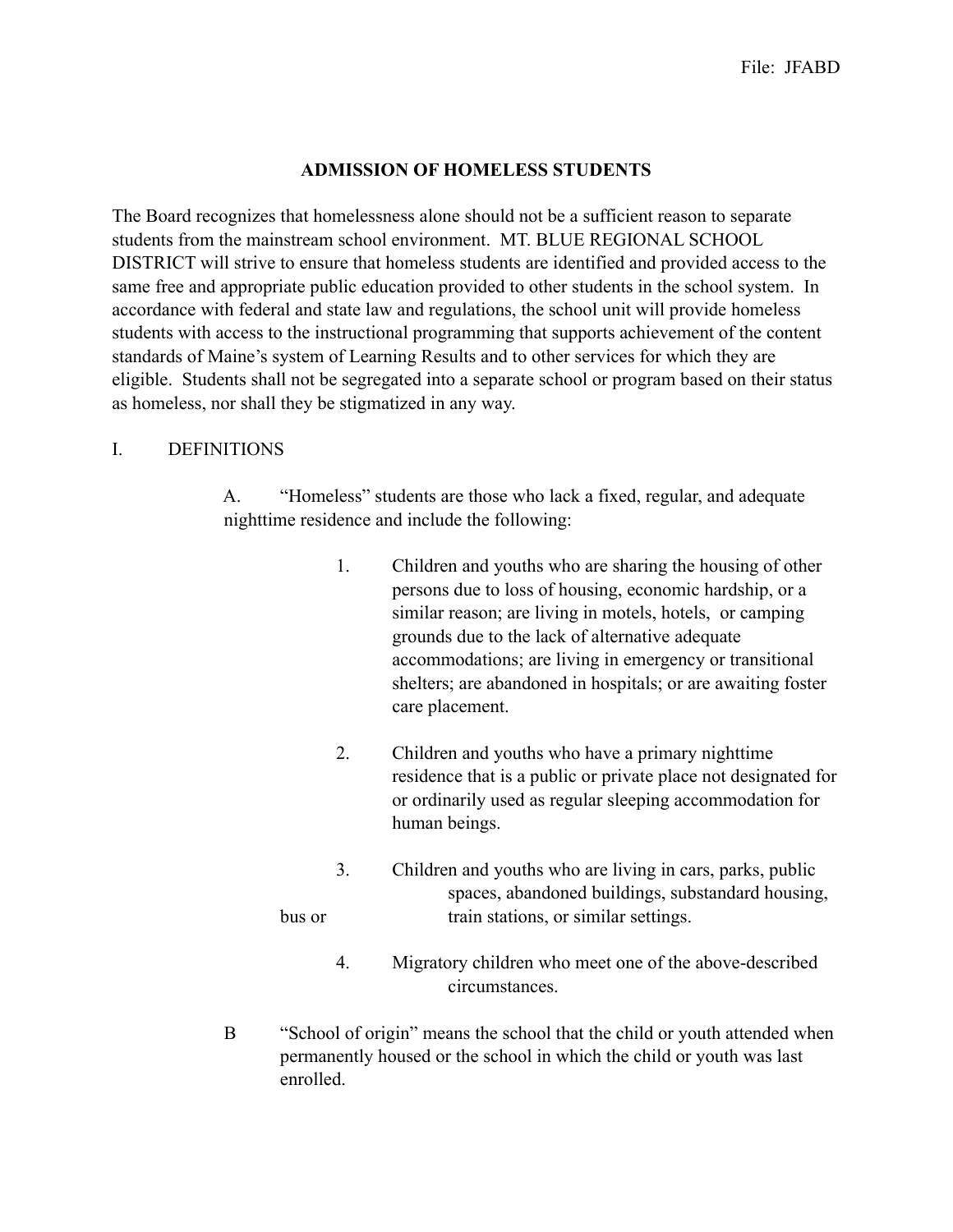File: JFABD

# ADMISSION OF HOMELESS STUDENTS

The Board recognizes that homelessness alone should not be a sufficient reason to separate students from the mainstream school environment. MT. BLUE REGIONAL SCHOOL DISTRICT will strive to ensure that homeless students are identified and provided access to the same free and appropriate public education provided to other students in the school system. In accordance with federal and state law and regulations, the school unit will provide homeless students with access to the instructional programming that supports achievement of the content standards of Maine's system of Learning Results and to other services for which they are eligible. Students shall not be segregated into a separate school or program based on their status as homeless, nor shall they be stigmatized in any way.

## I. DEFINITIONS

A. "Homeless" students are those who lack a fixed, regular, and adequate nighttime residence and include the following:

1. Children and youths who are sharing the housing of other persons due to loss of housing, economic hardship, or a similar reason; are living in motels, hotels, or camping grounds due to the lack of alternative adequate accommodations; are living in emergency or transitional shelters; are abandoned in hospitals; or are awaiting foster care placement.

2. Children and youths who have a primary nighttime residence that is a public or private place not designated for or ordinarily used as regular sleeping accommodation for human beings.

3. Children and youths who are living in cars, parks, public spaces, abandoned buildings, substandard housing, bus or train stations, or similar settings.

4. Migratory children who meet one of the above-described circumstances.

B "School of origin" means the school that the child or youth attended when permanently housed or the school in which the child or youth was last enrolled.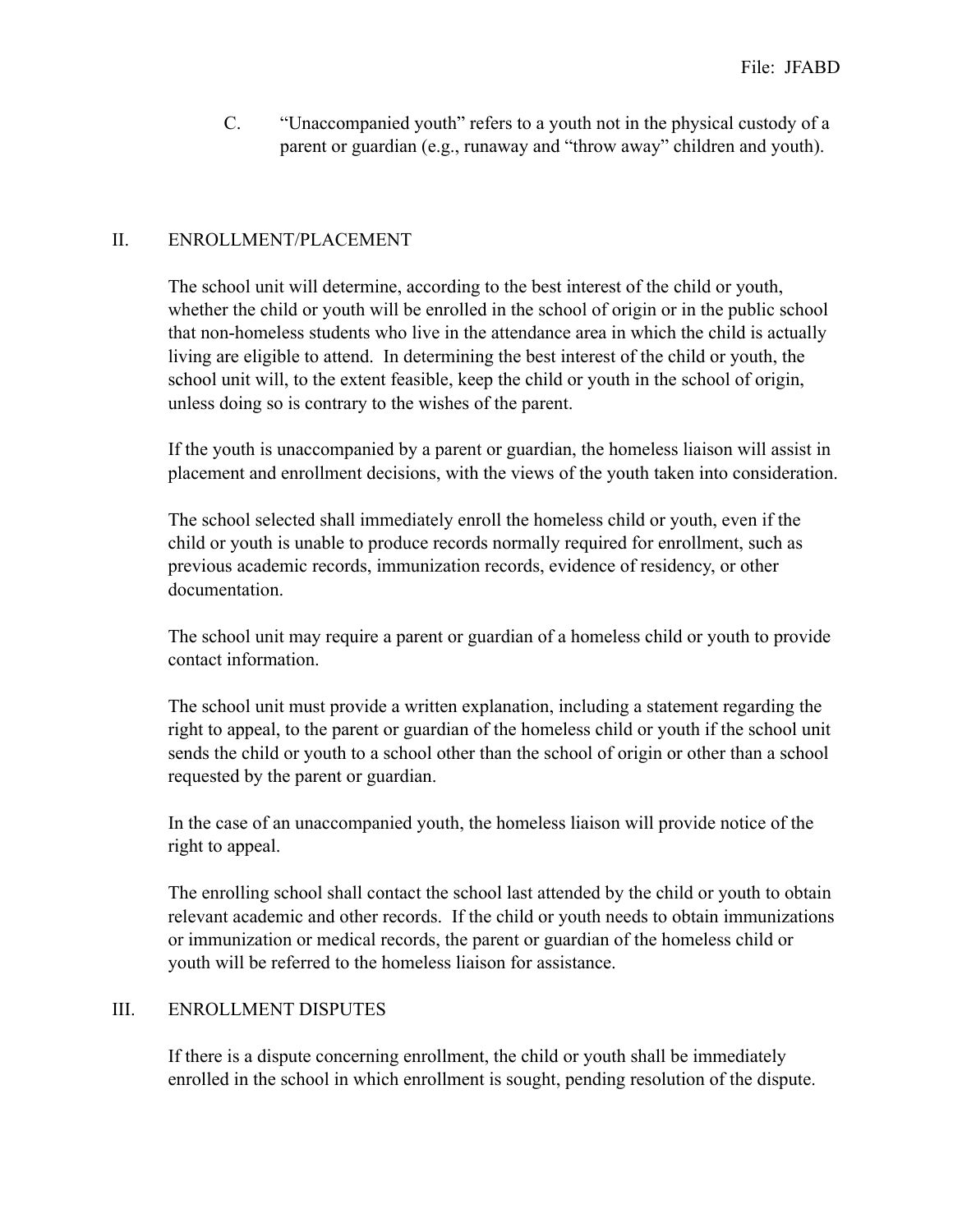C. "Unaccompanied youth" refers to a youth not in the physical custody of a parent or guardian (e.g., runaway and "throw away" children and youth).

## II. ENROLLMENT/PLACEMENT

The school unit will determine, according to the best interest of the child or youth, whether the child or youth will be enrolled in the school of origin or in the public school that non-homeless students who live in the attendance area in which the child is actually living are eligible to attend. In determining the best interest of the child or youth, the school unit will, to the extent feasible, keep the child or youth in the school of origin, unless doing so is contrary to the wishes of the parent.

If the youth is unaccompanied by a parent or guardian, the homeless liaison will assist in placement and enrollment decisions, with the views of the youth taken into consideration.

The school selected shall immediately enroll the homeless child or youth, even if the child or youth is unable to produce records normally required for enrollment, such as previous academic records, immunization records, evidence of residency, or other documentation.

The school unit may require a parent or guardian of a homeless child or youth to provide contact information.

The school unit must provide a written explanation, including a statement regarding the right to appeal, to the parent or guardian of the homeless child or youth if the school unit sends the child or youth to a school other than the school of origin or other than a school requested by the parent or guardian.

In the case of an unaccompanied youth, the homeless liaison will provide notice of the right to appeal.

The enrolling school shall contact the school last attended by the child or youth to obtain relevant academic and other records. If the child or youth needs to obtain immunizations or immunization or medical records, the parent or guardian of the homeless child or youth will be referred to the homeless liaison for assistance.

## III. ENROLLMENT DISPUTES

If there is a dispute concerning enrollment, the child or youth shall be immediately enrolled in the school in which enrollment is sought, pending resolution of the dispute.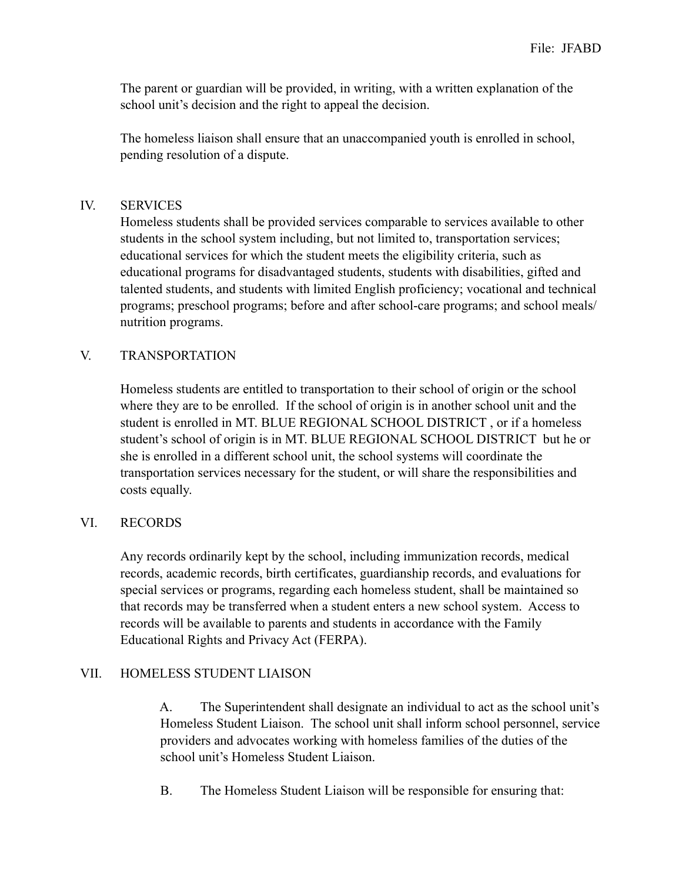The parent or guardian will be provided, in writing, with a written explanation of the school unit's decision and the right to appeal the decision.

The homeless liaison shall ensure that an unaccompanied youth is enrolled in school, pending resolution of a dispute.

## IV. SERVICES

Homeless students shall be provided services comparable to services available to other students in the school system including, but not limited to, transportation services; educational services for which the student meets the eligibility criteria, such as educational programs for disadvantaged students, students with disabilities, gifted and talented students, and students with limited English proficiency; vocational and technical programs; preschool programs; before and after school-care programs; and school meals/ nutrition programs.

## V. TRANSPORTATION

Homeless students are entitled to transportation to their school of origin or the school where they are to be enrolled. If the school of origin is in another school unit and the student is enrolled in MT. BLUE REGIONAL SCHOOL DISTRICT , or if a homeless student's school of origin is in MT. BLUE REGIONAL SCHOOL DISTRICT but he or she is enrolled in a different school unit, the school systems will coordinate the transportation services necessary for the student, or will share the responsibilities and costs equally.

## VI. RECORDS

Any records ordinarily kept by the school, including immunization records, medical records, academic records, birth certificates, guardianship records, and evaluations for special services or programs, regarding each homeless student, shall be maintained so that records may be transferred when a student enters a new school system. Access to records will be available to parents and students in accordance with the Family Educational Rights and Privacy Act (FERPA).

## VII. HOMELESS STUDENT LIAISON

A. The Superintendent shall designate an individual to act as the school unit's Homeless Student Liaison. The school unit shall inform school personnel, service providers and advocates working with homeless families of the duties of the school unit's Homeless Student Liaison.

B. The Homeless Student Liaison will be responsible for ensuring that: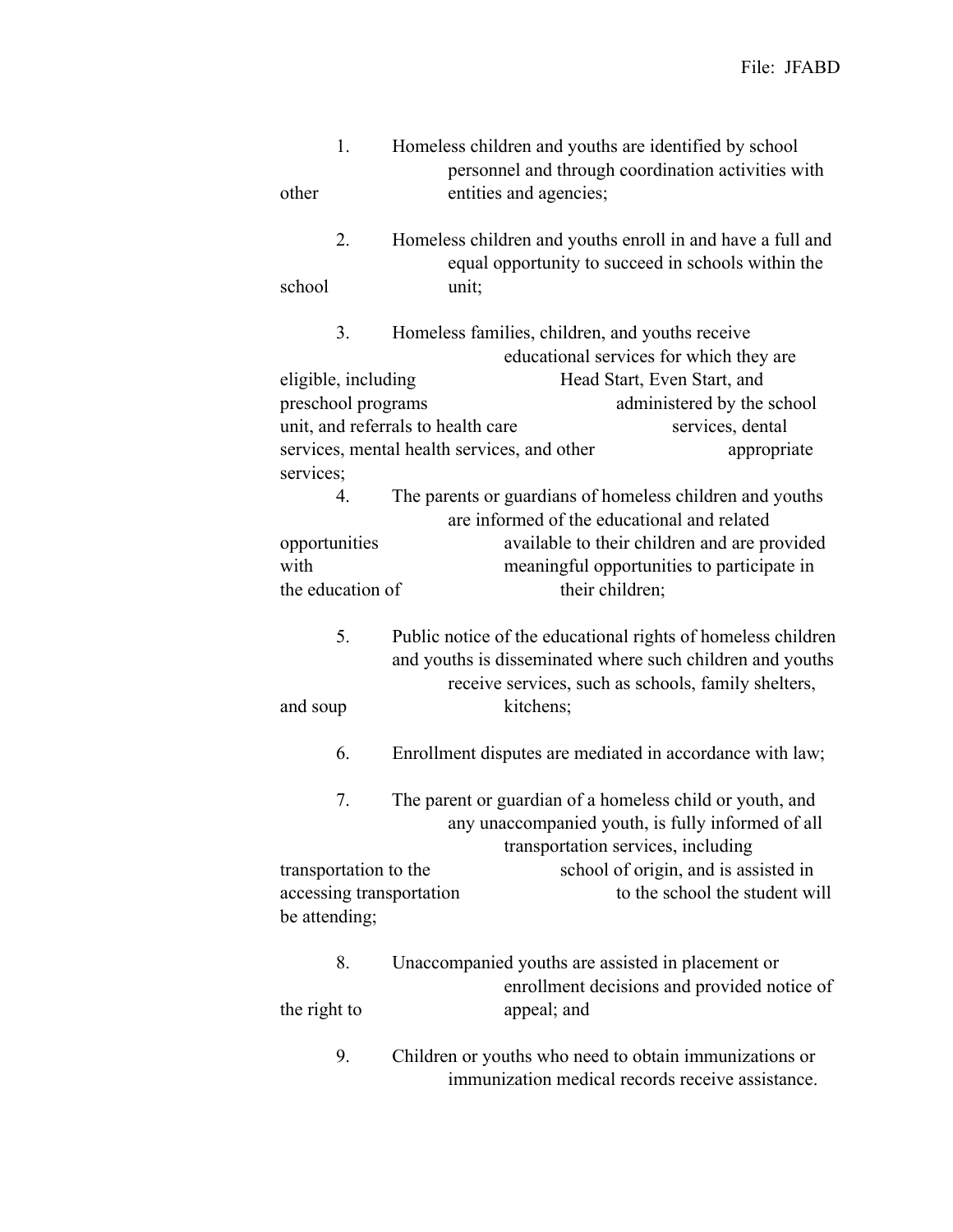1. Homeless children and youths are identified by school personnel and through coordination activities with other entities and agencies;

2. Homeless children and youths enroll in and have a full and equal opportunity to succeed in schools within the school unit;

3. Homeless families, children, and youths receive educational services for which they are eligible, including Head Start, Even Start, and preschool programs administered by the school unit, and referrals to health care services, dental services, mental health services, and other appropriate services;

4. The parents or guardians of homeless children and youths are informed of the educational and related opportunities available to their children and are provided with meaningful opportunities to participate in the education of their children;

5. Public notice of the educational rights of homeless children and youths is disseminated where such children and youths receive services, such as schools, family shelters, and soup kitchens;

6. Enrollment disputes are mediated in accordance with law;

7. The parent or guardian of a homeless child or youth, and any unaccompanied youth, is fully informed of all transportation services, including transportation to the school of origin, and is assisted in accessing transportation to the school the student will be attending;

8. Unaccompanied youths are assisted in placement or enrollment decisions and provided notice of the right to appeal; and

9. Children or youths who need to obtain immunizations or immunization medical records receive assistance.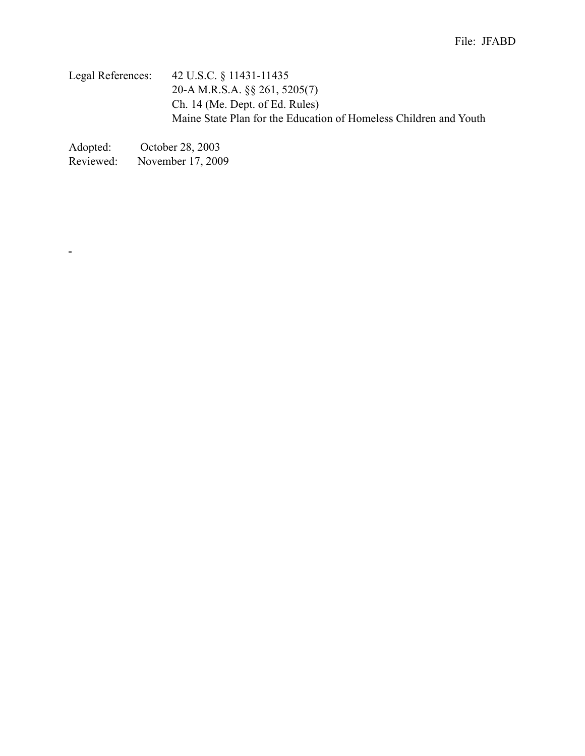Legal References: 42 U.S.C. § 11431-11435
20-A M.R.S.A. §§ 261, 5205(7)
Ch. 14 (Me. Dept. of Ed. Rules)
Maine State Plan for the Education of Homeless Children and Youth

Adopted: October 28, 2003
Reviewed: November 17, 2009